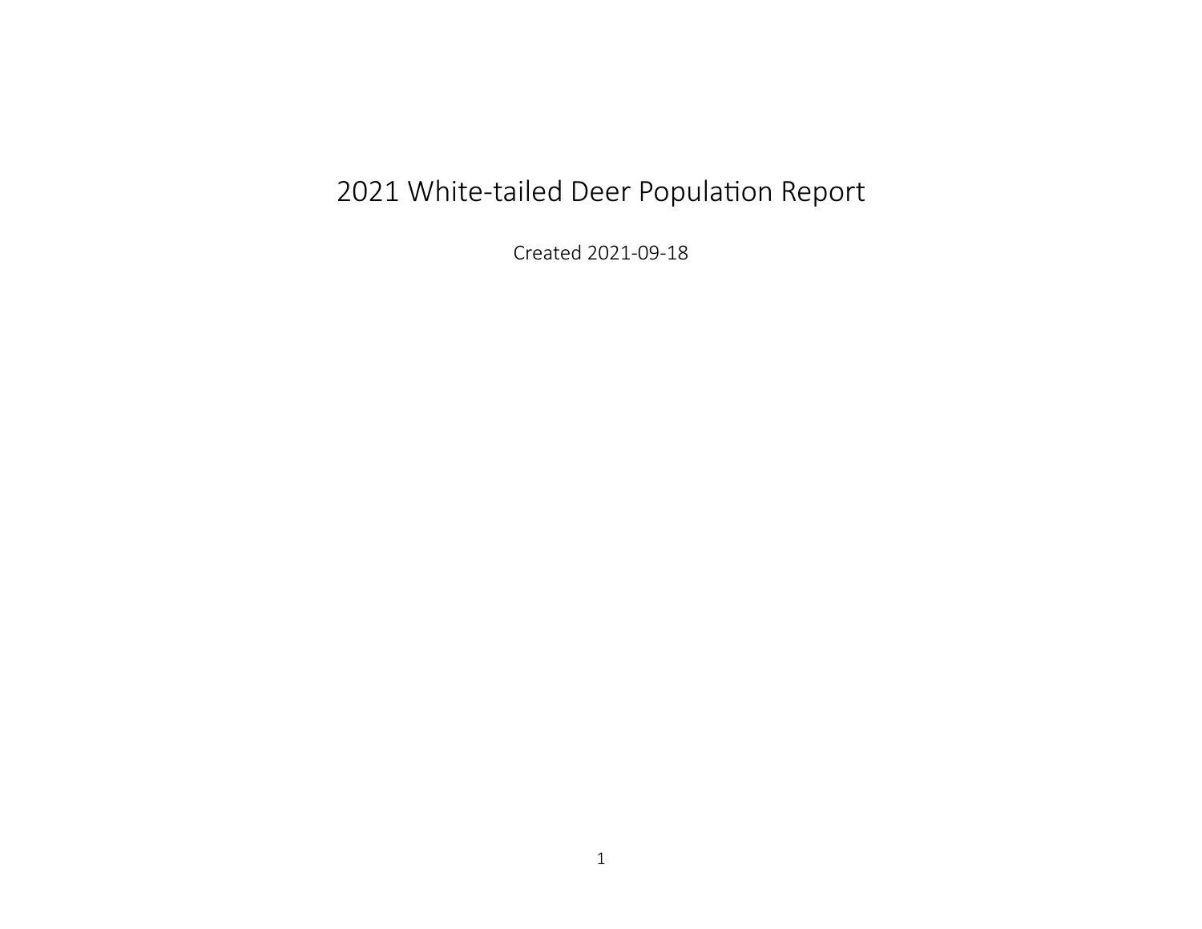# 2021 White-tailed Deer Population Report

Created 2021-09-18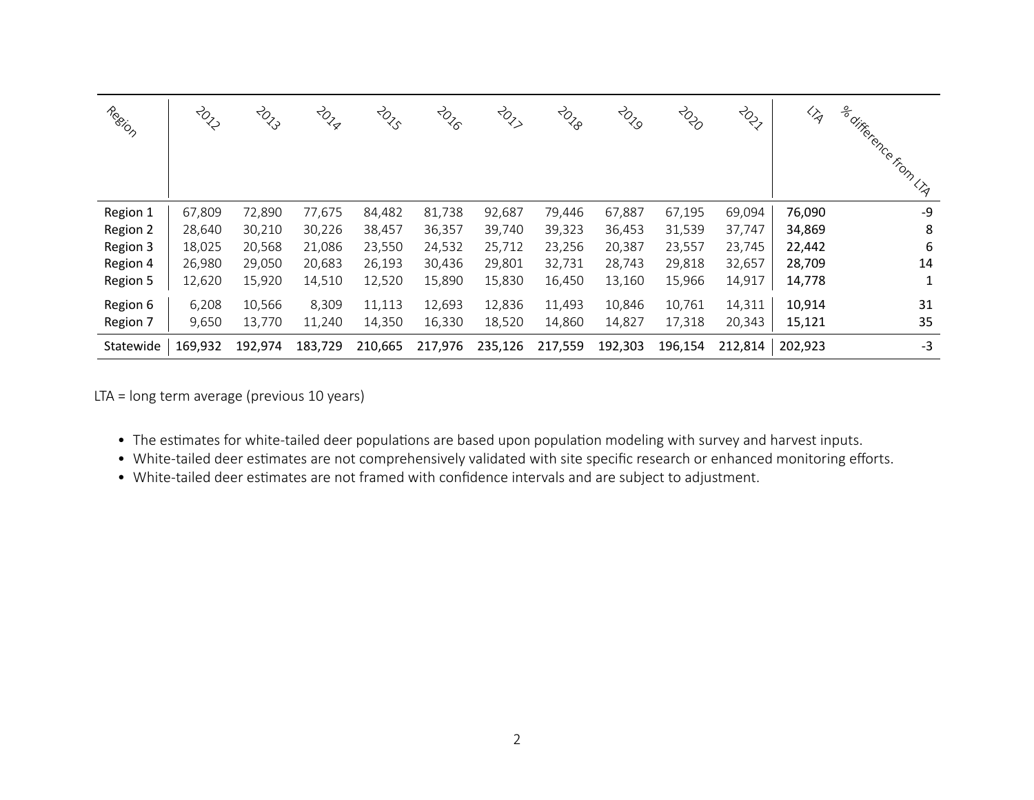| Region | 2012 | 2013 | 2014 | 2015 | 2016 | 2017 | 2018 | 2019 | 2020 | 2021 | LTA | % difference from LTA |
|---|---|---|---|---|---|---|---|---|---|---|---|---|
| Region 1 | 67,809 | 72,890 | 77,675 | 84,482 | 81,738 | 92,687 | 79,446 | 67,887 | 67,195 | 69,094 | **76,090** | -9 |
| Region 2 | 28,640 | 30,210 | 30,226 | 38,457 | 36,357 | 39,740 | 39,323 | 36,453 | 31,539 | 37,747 | **34,869** | 8 |
| Region 3 | 18,025 | 20,568 | 21,086 | 23,550 | 24,532 | 25,712 | 23,256 | 20,387 | 23,557 | 23,745 | **22,442** | 6 |
| Region 4 | 26,980 | 29,050 | 20,683 | 26,193 | 30,436 | 29,801 | 32,731 | 28,743 | 29,818 | 32,657 | **28,709** | 14 |
| Region 5 | 12,620 | 15,920 | 14,510 | 12,520 | 15,890 | 15,830 | 16,450 | 13,160 | 15,966 | 14,917 | **14,778** | 1 |
| Region 6 | 6,208 | 10,566 | 8,309 | 11,113 | 12,693 | 12,836 | 11,493 | 10,846 | 10,761 | 14,311 | **10,914** | 31 |
| Region 7 | 9,650 | 13,770 | 11,240 | 14,350 | 16,330 | 18,520 | 14,860 | 14,827 | 17,318 | 20,343 | **15,121** | 35 |
| Statewide | 169,932 | 192,974 | 183,729 | 210,665 | 217,976 | 235,126 | 217,559 | 192,303 | 196,154 | 212,814 | 202,923 | -3 |

LTA = long term average (previous 10 years)

- The estimates for white-tailed deer populations are based upon population modeling with survey and harvest inputs.
- White-tailed deer estimates are not comprehensively validated with site specific research or enhanced monitoring efforts.
- White-tailed deer estimates are not framed with confidence intervals and are subject to adjustment.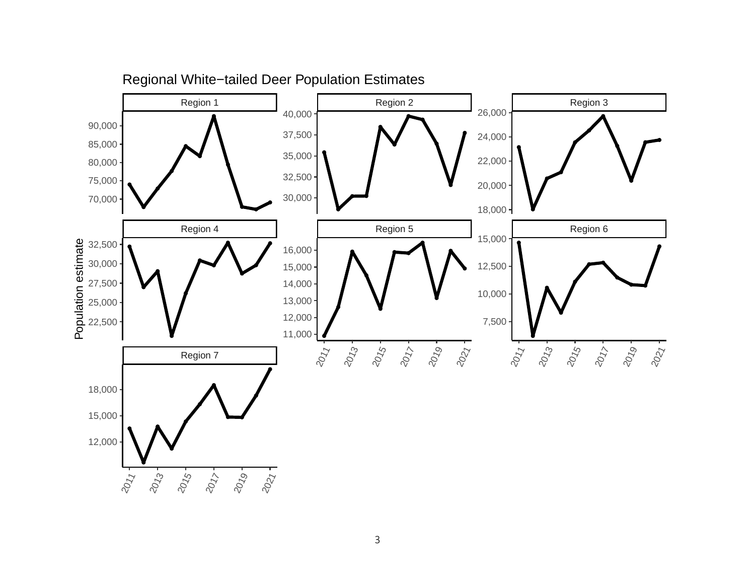Regional White−tailed Deer Population Estimates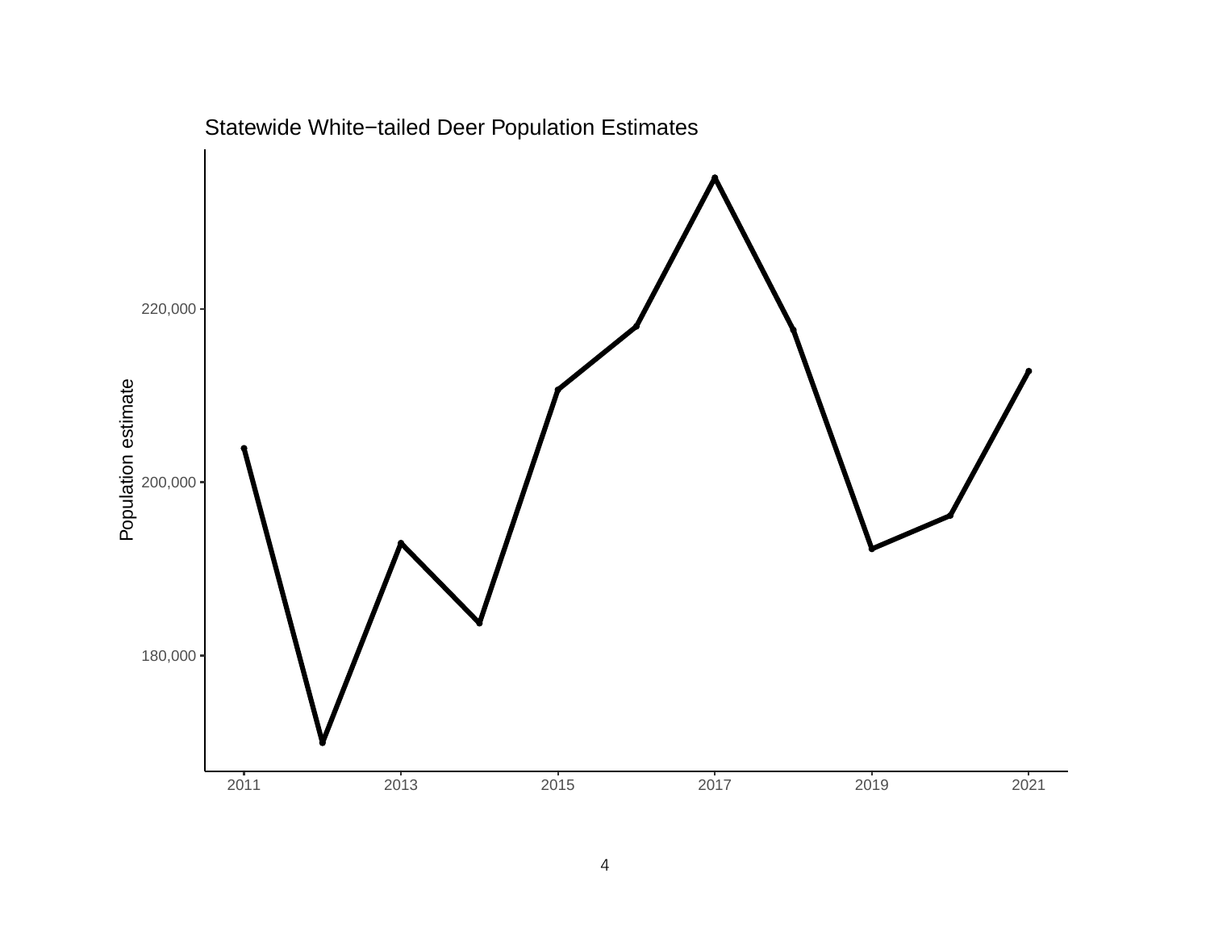Statewide White−tailed Deer Population Estimates

Population estimate

220,000

200,000

180,000

2011

2013

2015

2017

2019

2021